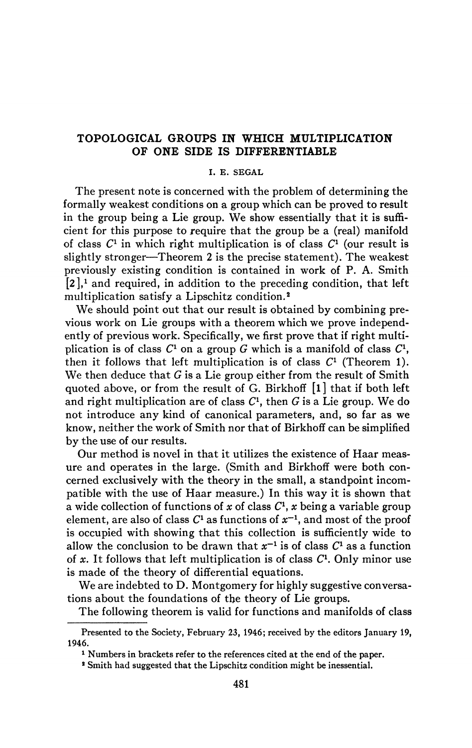# TOPOLOGICAL GROUPS IN WHICH MULTIPLICATION OF ONE SIDE IS DIFFERENTIABLE

I. E. SEGAL

The present note is concerned with the problem of determining the formally weakest conditions on a group which can be proved to result in the group being a Lie group. We show essentially that it is sufficient for this purpose to require that the group be a (real) manifold of class $C^1$ in which right multiplication is of class $C^1$ (our result is slightly stronger—Theorem 2 is the precise statement). The weakest previously existing condition is contained in work of P. A. Smith [2],[1] and required, in addition to the preceding condition, that left multiplication satisfy a Lipschitz condition.[2]

We should point out that our result is obtained by combining previous work on Lie groups with a theorem which we prove independently of previous work. Specifically, we first prove that if right multiplication is of class $C^1$ on a group $G$ which is a manifold of class $C^1$, then it follows that left multiplication is of class $C^1$ (Theorem 1). We then deduce that $G$ is a Lie group either from the result of Smith quoted above, or from the result of G. Birkhoff [1] that if both left and right multiplication are of class $C^1$, then $G$ is a Lie group. We do not introduce any kind of canonical parameters, and, so far as we know, neither the work of Smith nor that of Birkhoff can be simplified by the use of our results.

Our method is novel in that it utilizes the existence of Haar measure and operates in the large. (Smith and Birkhoff were both concerned exclusively with the theory in the small, a standpoint incompatible with the use of Haar measure.) In this way it is shown that a wide collection of functions of $x$ of class $C^1$, $x$ being a variable group element, are also of class $C^1$ as functions of $x^{-1}$, and most of the proof is occupied with showing that this collection is sufficiently wide to allow the conclusion to be drawn that $x^{-1}$ is of class $C^1$ as a function of $x$. It follows that left multiplication is of class $C^1$. Only minor use is made of the theory of differential equations.

We are indebted to D. Montgomery for highly suggestive conversations about the foundations of the theory of Lie groups.

The following theorem is valid for functions and manifolds of class

---

Presented to the Society, February 23, 1946; received by the editors January 19, 1946.

[1] Numbers in brackets refer to the references cited at the end of the paper.

[2] Smith had suggested that the Lipschitz condition might be inessential.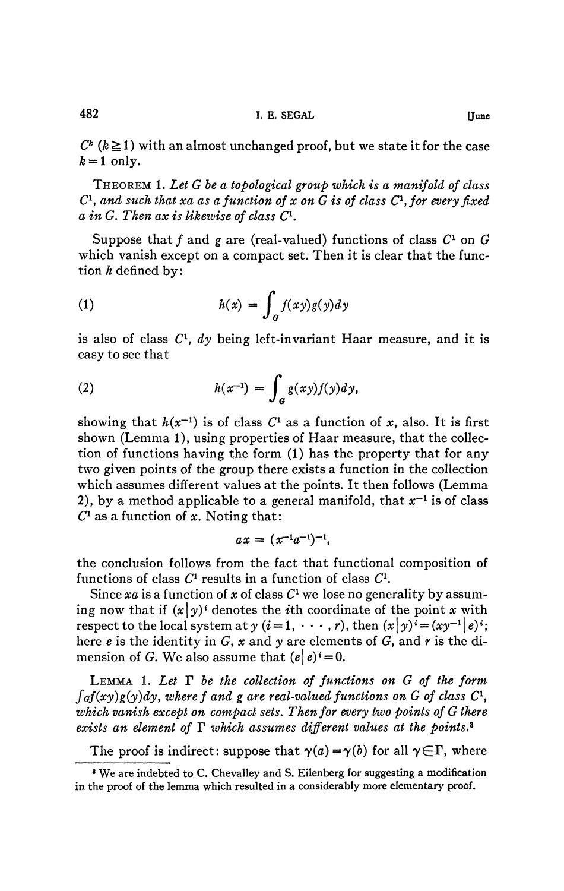$C^k$ ($k \geqq 1$) with an almost unchanged proof, but we state it for the case $k = 1$ only.

THEOREM 1. *Let $G$ be a topological group which is a manifold of class $C^1$, and such that $xa$ as a function of $x$ on $G$ is of class $C^1$, for every fixed $a$ in $G$. Then $ax$ is likewise of class $C^1$.*

Suppose that $f$ and $g$ are (real-valued) functions of class $C^1$ on $G$ which vanish except on a compact set. Then it is clear that the function $h$ defined by:

$$h(x) = \int_G f(xy)g(y)dy \tag{1}$$

is also of class $C^1$, $dy$ being left-invariant Haar measure, and it is easy to see that

$$h(x^{-1}) = \int_G g(xy)f(y)dy, \tag{2}$$

showing that $h(x^{-1})$ is of class $C^1$ as a function of $x$, also. It is first shown (Lemma 1), using properties of Haar measure, that the collection of functions having the form (1) has the property that for any two given points of the group there exists a function in the collection which assumes different values at the points. It then follows (Lemma 2), by a method applicable to a general manifold, that $x^{-1}$ is of class $C^1$ as a function of $x$. Noting that:

$$ax = (x^{-1}a^{-1})^{-1},$$

the conclusion follows from the fact that functional composition of functions of class $C^1$ results in a function of class $C^1$.

Since $xa$ is a function of $x$ of class $C^1$ we lose no generality by assuming now that if $(x|y)^i$ denotes the $i$th coordinate of the point $x$ with respect to the local system at $y$ ($i = 1, \cdots, r$), then $(x|y)^i = (xy^{-1}|e)^i$; here $e$ is the identity in $G$, $x$ and $y$ are elements of $G$, and $r$ is the dimension of $G$. We also assume that $(e|e)^i = 0$.

LEMMA 1. *Let $\Gamma$ be the collection of functions on $G$ of the form $\int_G f(xy)g(y)dy$, where $f$ and $g$ are real-valued functions on $G$ of class $C^1$, which vanish except on compact sets. Then for every two points of $G$ there exists an element of $\Gamma$ which assumes different values at the points.*[3]

The proof is indirect: suppose that $\gamma(a) = \gamma(b)$ for all $\gamma \in \Gamma$, where

[3] We are indebted to C. Chevalley and S. Eilenberg for suggesting a modification in the proof of the lemma which resulted in a considerably more elementary proof.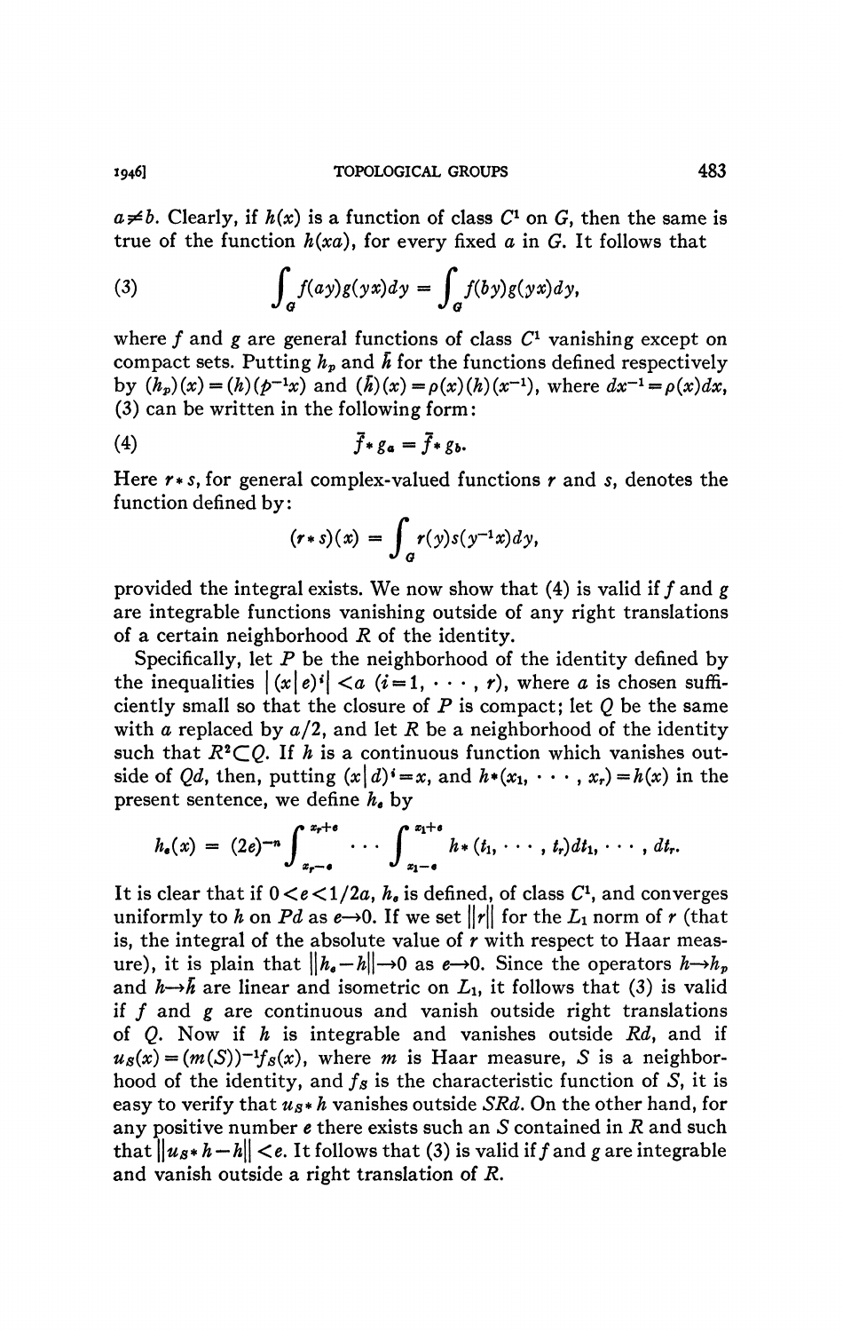$a \neq b$. Clearly, if $h(x)$ is a function of class $C^1$ on $G$, then the same is true of the function $h(xa)$, for every fixed $a$ in $G$. It follows that

$$\int_G f(ay)g(yx)dy = \int_G f(by)g(yx)dy, \tag{3}$$

where $f$ and $g$ are general functions of class $C^1$ vanishing except on compact sets. Putting $h_p$ and $\bar{h}$ for the functions defined respectively by $(h_p)(x) = (h)(p^{-1}x)$ and $(\bar{h})(x) = \rho(x)(h)(x^{-1})$, where $dx^{-1} = \rho(x)dx$, (3) can be written in the following form:

$$\bar{f} * g_a = \bar{f} * g_b. \tag{4}$$

Here $r * s$, for general complex-valued functions $r$ and $s$, denotes the function defined by:

$$(r * s)(x) = \int_G r(y)s(y^{-1}x)dy,$$

provided the integral exists. We now show that (4) is valid if $f$ and $g$ are integrable functions vanishing outside of any right translations of a certain neighborhood $R$ of the identity.

Specifically, let $P$ be the neighborhood of the identity defined by the inequalities $|(x|e)^i| < a$ $(i = 1, \cdots, r)$, where $a$ is chosen sufficiently small so that the closure of $P$ is compact; let $Q$ be the same with $a$ replaced by $a/2$, and let $R$ be a neighborhood of the identity such that $R^2 \subset Q$. If $h$ is a continuous function which vanishes outside of $Qd$, then, putting $(x|d)^i = x_i$ and $h*(x_1, \cdots, x_r) = h(x)$ in the present sentence, we define $h_e$ by

$$h_e(x) = (2e)^{-n} \int_{x_r - e}^{x_r + e} \cdots \int_{x_1 - e}^{x_1 + e} h*(t_1, \cdots, t_r)dt_1, \cdots, dt_r.$$

It is clear that if $0 < e < 1/2a$, $h_e$ is defined, of class $C^1$, and converges uniformly to $h$ on $Pd$ as $e \to 0$. If we set $\|r\|$ for the $L_1$ norm of $r$ (that is, the integral of the absolute value of $r$ with respect to Haar measure), it is plain that $\|h_e - h\| \to 0$ as $e \to 0$. Since the operators $h \to h_p$ and $h \to \bar{h}$ are linear and isometric on $L_1$, it follows that (3) is valid if $f$ and $g$ are continuous and vanish outside right translations of $Q$. Now if $h$ is integrable and vanishes outside $Rd$, and if $u_S(x) = (m(S))^{-1} f_S(x)$, where $m$ is Haar measure, $S$ is a neighborhood of the identity, and $f_S$ is the characteristic function of $S$, it is easy to verify that $u_S * h$ vanishes outside $SRd$. On the other hand, for any positive number $e$ there exists such an $S$ contained in $R$ and such that $\|u_S * h - h\| < e$. It follows that (3) is valid if $f$ and $g$ are integrable and vanish outside a right translation of $R$.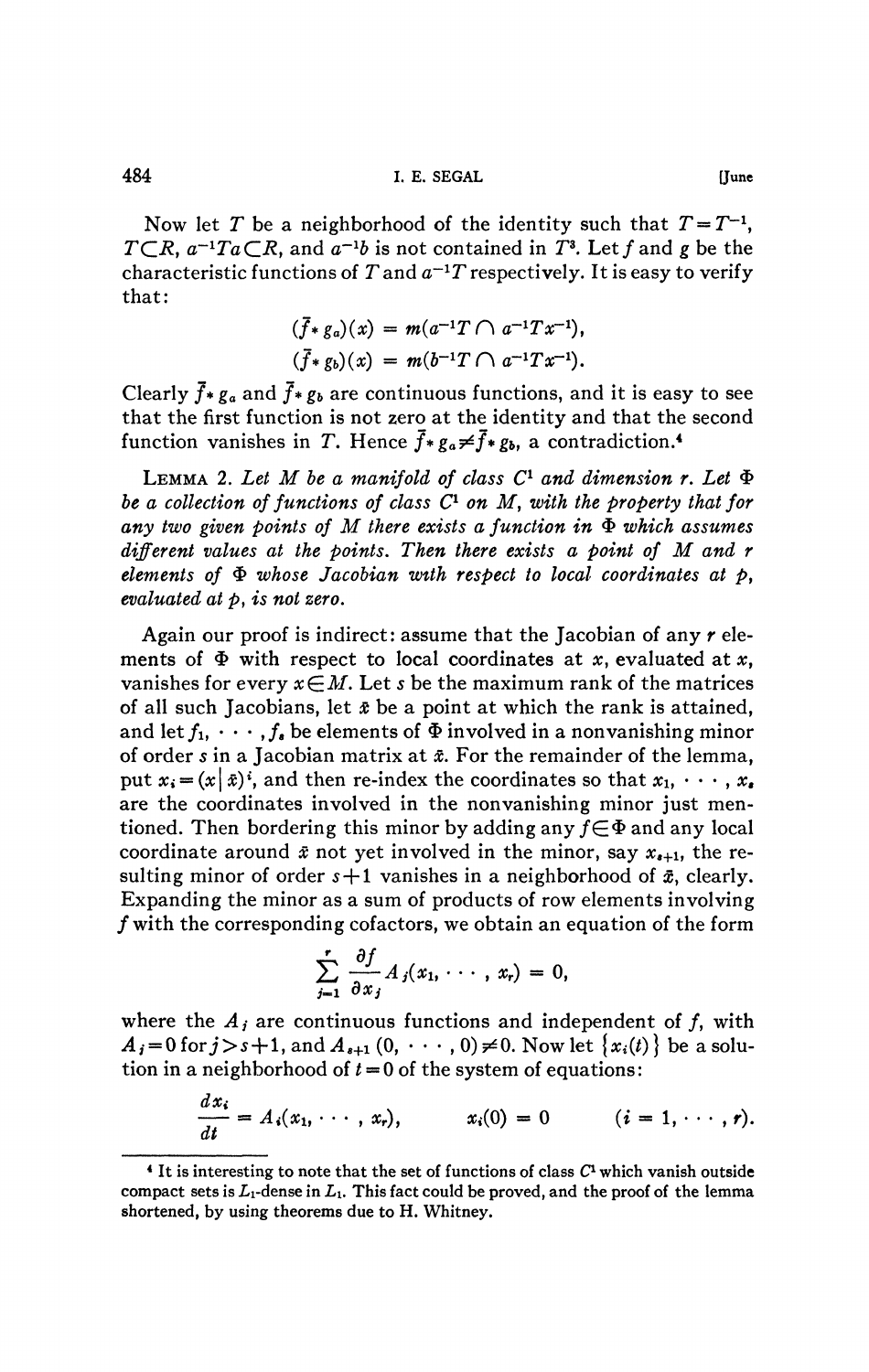Now let $T$ be a neighborhood of the identity such that $T = T^{-1}$, $T \subset R$, $a^{-1}Ta \subset R$, and $a^{-1}b$ is not contained in $T^3$. Let $f$ and $g$ be the characteristic functions of $T$ and $a^{-1}T$ respectively. It is easy to verify that:

$$(\bar{f} * g_a)(x) = m(a^{-1}T \cap a^{-1}Tx^{-1}),$$

$$(\bar{f} * g_b)(x) = m(b^{-1}T \cap a^{-1}Tx^{-1}).$$

Clearly $\bar{f} * g_a$ and $\bar{f} * g_b$ are continuous functions, and it is easy to see that the first function is not zero at the identity and that the second function vanishes in $T$. Hence $\bar{f} * g_a \neq \bar{f} * g_b$, a contradiction.[4]

LEMMA 2. *Let $M$ be a manifold of class $C^1$ and dimension $r$. Let $\Phi$ be a collection of functions of class $C^1$ on $M$, with the property that for any two given points of $M$ there exists a function in $\Phi$ which assumes different values at the points. Then there exists a point of $M$ and $r$ elements of $\Phi$ whose Jacobian with respect to local coordinates at $p$, evaluated at $p$, is not zero.*

Again our proof is indirect: assume that the Jacobian of any $r$ elements of $\Phi$ with respect to local coordinates at $x$, evaluated at $x$, vanishes for every $x \in M$. Let $s$ be the maximum rank of the matrices of all such Jacobians, let $\bar{x}$ be a point at which the rank is attained, and let $f_1, \cdots, f_s$ be elements of $\Phi$ involved in a nonvanishing minor of order $s$ in a Jacobian matrix at $\bar{x}$. For the remainder of the lemma, put $x_i = (x|\bar{x})^i$, and then re-index the coordinates so that $x_1, \cdots, x_s$ are the coordinates involved in the nonvanishing minor just mentioned. Then bordering this minor by adding any $f \in \Phi$ and any local coordinate around $\bar{x}$ not yet involved in the minor, say $x_{s+1}$, the resulting minor of order $s+1$ vanishes in a neighborhood of $\bar{x}$, clearly. Expanding the minor as a sum of products of row elements involving $f$ with the corresponding cofactors, we obtain an equation of the form

$$\sum_{j=1}^{r} \frac{\partial f}{\partial x_j} A_j(x_1, \cdots, x_r) = 0,$$

where the $A_j$ are continuous functions and independent of $f$, with $A_j = 0$ for $j > s+1$, and $A_{s+1}(0, \cdots, 0) \neq 0$. Now let $\{x_i(t)\}$ be a solution in a neighborhood of $t = 0$ of the system of equations:

$$\frac{dx_i}{dt} = A_i(x_1, \cdots, x_r), \qquad x_i(0) = 0 \qquad (i = 1, \cdots, r).$$

---

[4] It is interesting to note that the set of functions of class $C^1$ which vanish outside compact sets is $L_1$-dense in $L_1$. This fact could be proved, and the proof of the lemma shortened, by using theorems due to H. Whitney.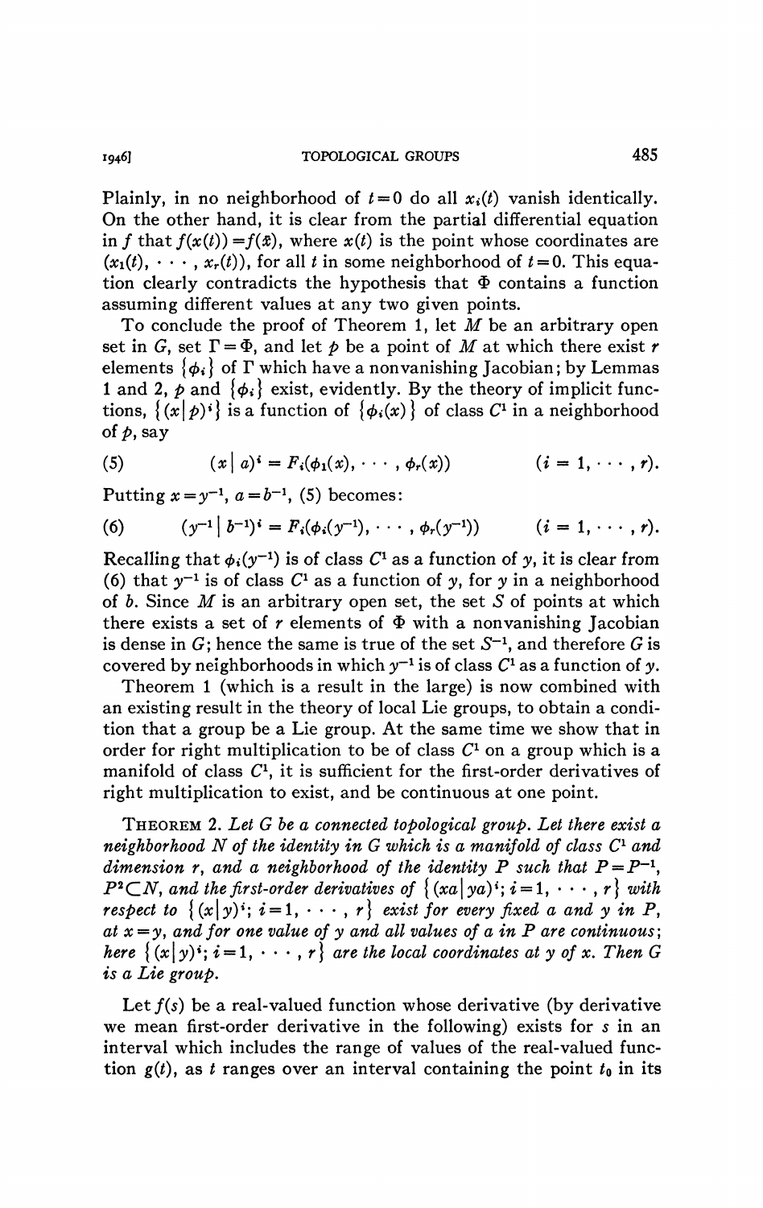Plainly, in no neighborhood of $t=0$ do all $x_i(t)$ vanish identically. On the other hand, it is clear from the partial differential equation in $f$ that $f(x(t)) = f(\bar{x})$, where $x(t)$ is the point whose coordinates are $(x_1(t), \cdots, x_r(t))$, for all $t$ in some neighborhood of $t=0$. This equation clearly contradicts the hypothesis that $\Phi$ contains a function assuming different values at any two given points.

To conclude the proof of Theorem 1, let $M$ be an arbitrary open set in $G$, set $\Gamma = \Phi$, and let $p$ be a point of $M$ at which there exist $r$ elements $\{\phi_i\}$ of $\Gamma$ which have a nonvanishing Jacobian; by Lemmas 1 and 2, $p$ and $\{\phi_i\}$ exist, evidently. By the theory of implicit functions, $\{(x|p)^i\}$ is a function of $\{\phi_i(x)\}$ of class $C^1$ in a neighborhood of $p$, say

$$(5) \qquad (x \mid a)^i = F_i(\phi_1(x), \cdots, \phi_r(x)) \qquad (i = 1, \cdots, r).$$

Putting $x = y^{-1}$, $a = b^{-1}$, (5) becomes:

$$(6) \qquad (y^{-1} \mid b^{-1})^i = F_i(\phi_i(y^{-1}), \cdots, \phi_r(y^{-1})) \qquad (i = 1, \cdots, r).$$

Recalling that $\phi_i(y^{-1})$ is of class $C^1$ as a function of $y$, it is clear from (6) that $y^{-1}$ is of class $C^1$ as a function of $y$, for $y$ in a neighborhood of $b$. Since $M$ is an arbitrary open set, the set $S$ of points at which there exists a set of $r$ elements of $\Phi$ with a nonvanishing Jacobian is dense in $G$; hence the same is true of the set $S^{-1}$, and therefore $G$ is covered by neighborhoods in which $y^{-1}$ is of class $C^1$ as a function of $y$.

Theorem 1 (which is a result in the large) is now combined with an existing result in the theory of local Lie groups, to obtain a condition that a group be a Lie group. At the same time we show that in order for right multiplication to be of class $C^1$ on a group which is a manifold of class $C^1$, it is sufficient for the first-order derivatives of right multiplication to exist, and be continuous at one point.

THEOREM 2. *Let $G$ be a connected topological group. Let there exist a neighborhood $N$ of the identity in $G$ which is a manifold of class $C^1$ and dimension $r$, and a neighborhood of the identity $P$ such that $P = P^{-1}$, $P^2 \subset N$, and the first-order derivatives of $\{(xa \mid ya)^i; i = 1, \cdots, r\}$ with respect to $\{(x \mid y)^i; i = 1, \cdots, r\}$ exist for every fixed $a$ and $y$ in $P$, at $x = y$, and for one value of $y$ and all values of $a$ in $P$ are continuous; here $\{(x \mid y)^i; i = 1, \cdots, r\}$ are the local coordinates at $y$ of $x$. Then $G$ is a Lie group.*

Let $f(s)$ be a real-valued function whose derivative (by derivative we mean first-order derivative in the following) exists for $s$ in an interval which includes the range of values of the real-valued function $g(t)$, as $t$ ranges over an interval containing the point $t_0$ in its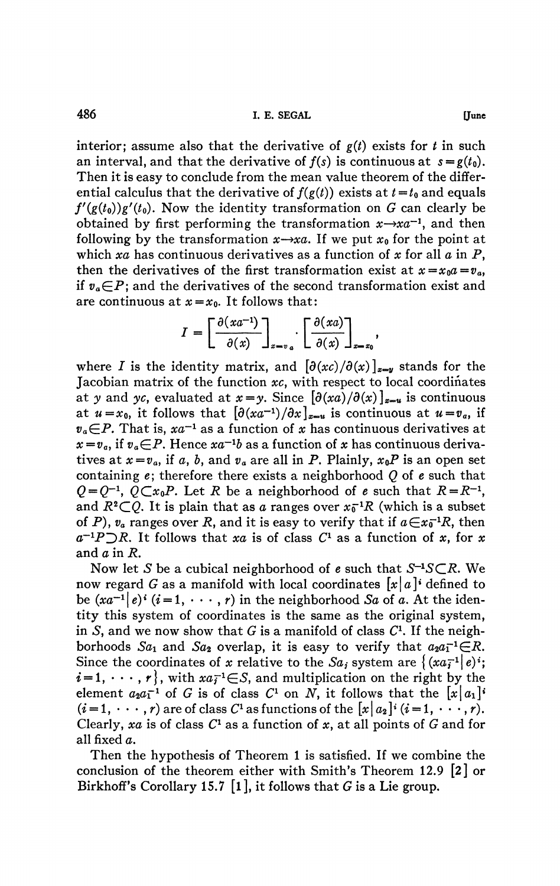interior; assume also that the derivative of $g(t)$ exists for $t$ in such an interval, and that the derivative of $f(s)$ is continuous at $s=g(t_0)$. Then it is easy to conclude from the mean value theorem of the differential calculus that the derivative of $f(g(t))$ exists at $t=t_0$ and equals $f'(g(t_0))g'(t_0)$. Now the identity transformation on $G$ can clearly be obtained by first performing the transformation $x\to xa^{-1}$, and then following by the transformation $x\to xa$. If we put $x_0$ for the point at which $xa$ has continuous derivatives as a function of $x$ for all $a$ in $P$, then the derivatives of the first transformation exist at $x=x_0a=v_a$, if $v_a\in P$; and the derivatives of the second transformation exist and are continuous at $x=x_0$. It follows that:

$$I = \left[\frac{\partial(xa^{-1})}{\partial(x)}\right]_{x=v_a} \cdot \left[\frac{\partial(xa)}{\partial(x)}\right]_{x=x_0},$$

where $I$ is the identity matrix, and $[\partial(xc)/\partial(x)]_{x=y}$ stands for the Jacobian matrix of the function $xc$, with respect to local coordinates at $y$ and $yc$, evaluated at $x=y$. Since $[\partial(xa)/\partial(x)]_{x=u}$ is continuous at $u=x_0$, it follows that $[\partial(xa^{-1})/\partial x]_{x=u}$ is continuous at $u=v_a$, if $v_a\in P$. That is, $xa^{-1}$ as a function of $x$ has continuous derivatives at $x=v_a$, if $v_a\in P$. Hence $xa^{-1}b$ as a function of $x$ has continuous derivatives at $x=v_a$, if $a$, $b$, and $v_a$ are all in $P$. Plainly, $x_0P$ is an open set containing $e$; therefore there exists a neighborhood $Q$ of $e$ such that $Q=Q^{-1}$, $Q\subset x_0P$. Let $R$ be a neighborhood of $e$ such that $R=R^{-1}$, and $R^2\subset Q$. It is plain that as $a$ ranges over $x_0^{-1}R$ (which is a subset of $P$), $v_a$ ranges over $R$, and it is easy to verify that if $a\in x_0^{-1}R$, then $a^{-1}P\supset R$. It follows that $xa$ is of class $C^1$ as a function of $x$, for $x$ and $a$ in $R$.

Now let $S$ be a cubical neighborhood of $e$ such that $S^{-1}S\subset R$. We now regard $G$ as a manifold with local coordinates $[x|a]^i$ defined to be $(xa^{-1}|e)^i$ $(i=1,\cdots,r)$ in the neighborhood $Sa$ of $a$. At the identity this system of coordinates is the same as the original system, in $S$, and we now show that $G$ is a manifold of class $C^1$. If the neighborhoods $Sa_1$ and $Sa_2$ overlap, it is easy to verify that $a_2a_1^{-1}\in R$. Since the coordinates of $x$ relative to the $Sa_j$ system are $\{(xa_j^{-1}|e)^i;\ i=1,\cdots,r\}$, with $xa_j^{-1}\in S$, and multiplication on the right by the element $a_2a_1^{-1}$ of $G$ is of class $C^1$ on $N$, it follows that the $[x|a_1]^i$ $(i=1,\cdots,r)$ are of class $C^1$ as functions of the $[x|a_2]^i$ $(i=1,\cdots,r)$. Clearly, $xa$ is of class $C^1$ as a function of $x$, at all points of $G$ and for all fixed $a$.

Then the hypothesis of Theorem 1 is satisfied. If we combine the conclusion of the theorem either with Smith's Theorem 12.9 [2] or Birkhoff's Corollary 15.7 [1], it follows that $G$ is a Lie group.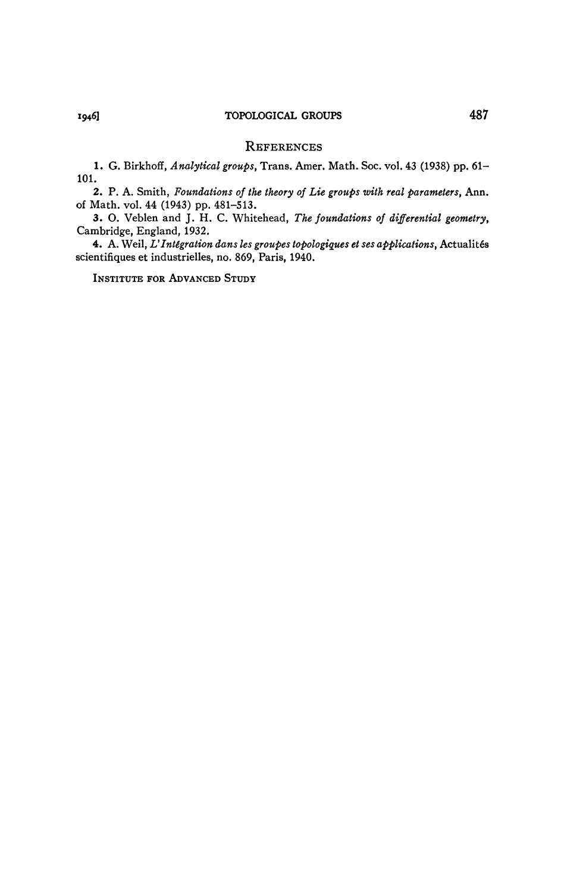## References

1. G. Birkhoff, *Analytical groups*, Trans. Amer. Math. Soc. vol. 43 (1938) pp. 61–101.

2. P. A. Smith, *Foundations of the theory of Lie groups with real parameters*, Ann. of Math. vol. 44 (1943) pp. 481–513.

3. O. Veblen and J. H. C. Whitehead, *The foundations of differential geometry*, Cambridge, England, 1932.

4. A. Weil, *L'Intégration dans les groupes topologiques et ses applications*, Actualités scientifiques et industrielles, no. 869, Paris, 1940.

Institute for Advanced Study